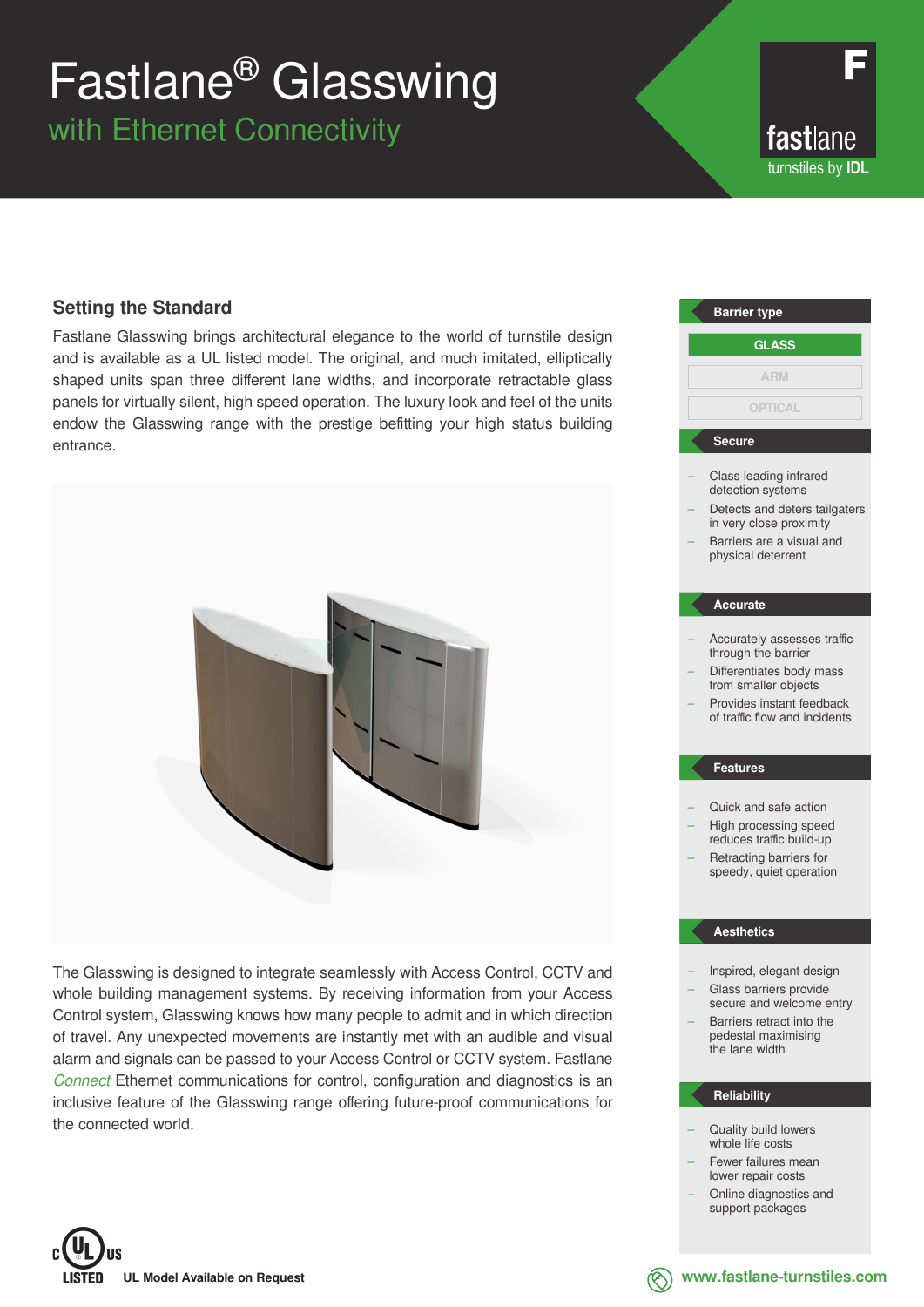# Fastlane® Glasswing

## with Ethernet Connectivity

F

fastlane

turnstiles by **IDL**

## Setting the Standard

Fastlane Glasswing brings architectural elegance to the world of turnstile design and is available as a UL listed model. The original, and much imitated, elliptically shaped units span three different lane widths, and incorporate retractable glass panels for virtually silent, high speed operation. The luxury look and feel of the units endow the Glasswing range with the prestige befitting your high status building entrance.

The Glasswing is designed to integrate seamlessly with Access Control, CCTV and whole building management systems. By receiving information from your Access Control system, Glasswing knows how many people to admit and in which direction of travel. Any unexpected movements are instantly met with an audible and visual alarm and signals can be passed to your Access Control or CCTV system. Fastlane *Connect* Ethernet communications for control, configuration and diagnostics is an inclusive feature of the Glasswing range offering future-proof communications for the connected world.

**LISTED** **UL Model Available on Request**

### Barrier type

- **GLASS**
- ARM
- OPTICAL

### Secure

- Class leading infrared detection systems
- Detects and deters tailgaters in very close proximity
- Barriers are a visual and physical deterrent

### Accurate

- Accurately assesses traffic through the barrier
- Differentiates body mass from smaller objects
- Provides instant feedback of traffic flow and incidents

### Features

- Quick and safe action
- High processing speed reduces traffic build-up
- Retracting barriers for speedy, quiet operation

### Aesthetics

- Inspired, elegant design
- Glass barriers provide secure and welcome entry
- Barriers retract into the pedestal maximising the lane width

### Reliability

- Quality build lowers whole life costs
- Fewer failures mean lower repair costs
- Online diagnostics and support packages

www.fastlane-turnstiles.com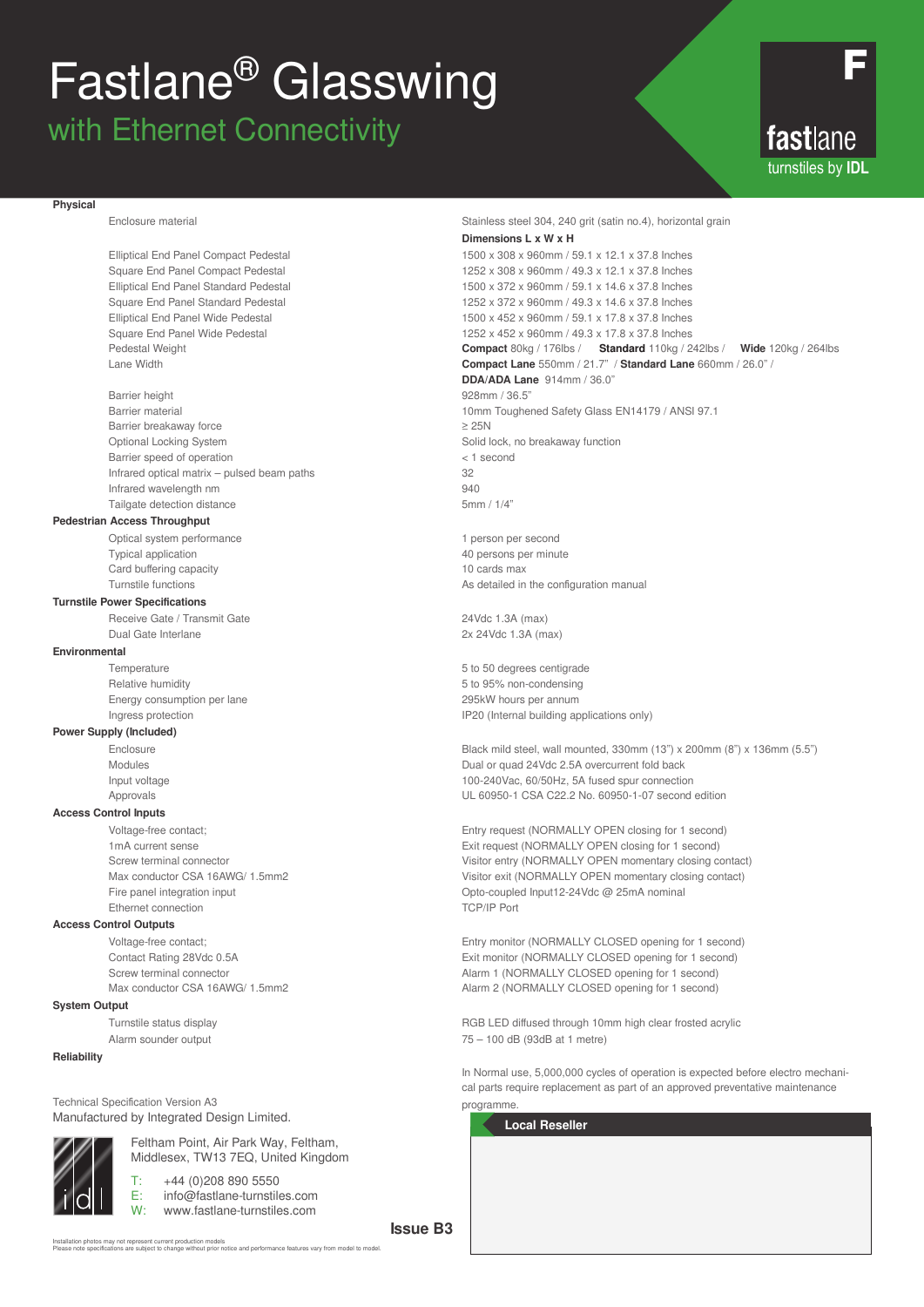# Fastlane® Glasswing

## with Ethernet Connectivity

fastlane
turnstiles by **IDL**

| | |
|---|---|
| **Physical** | |
| Enclosure material | Stainless steel 304, 240 grit (satin no.4), horizontal grain |
| | **Dimensions L x W x H** |
| Elliptical End Panel Compact Pedestal | 1500 x 308 x 960mm / 59.1 x 12.1 x 37.8 Inches |
| Square End Panel Compact Pedestal | 1252 x 308 x 960mm / 49.3 x 12.1 x 37.8 Inches |
| Elliptical End Panel Standard Pedestal | 1500 x 372 x 960mm / 59.1 x 14.6 x 37.8 Inches |
| Square End Panel Standard Pedestal | 1252 x 372 x 960mm / 49.3 x 14.6 x 37.8 Inches |
| Elliptical End Panel Wide Pedestal | 1500 x 452 x 960mm / 59.1 x 17.8 x 37.8 Inches |
| Square End Panel Wide Pedestal | 1252 x 452 x 960mm / 49.3 x 17.8 x 37.8 Inches |
| Pedestal Weight | **Compact** 80kg / 176lbs / **Standard** 110kg / 242lbs / **Wide** 120kg / 264lbs |
| Lane Width | **Compact Lane** 550mm / 21.7" / **Standard Lane** 660mm / 26.0" / **DDA/ADA Lane** 914mm / 36.0" |
| Barrier height | 928mm / 36.5" |
| Barrier material | 10mm Toughened Safety Glass EN14179 / ANSI 97.1 |
| Barrier breakaway force | ≥ 25N |
| Optional Locking System | Solid lock, no breakaway function |
| Barrier speed of operation | < 1 second |
| Infrared optical matrix – pulsed beam paths | 32 |
| Infrared wavelength nm | 940 |
| Tailgate detection distance | 5mm / 1/4" |
| **Pedestrian Access Throughput** | |
| Optical system performance | 1 person per second |
| Typical application | 40 persons per minute |
| Card buffering capacity | 10 cards max |
| Turnstile functions | As detailed in the configuration manual |
| **Turnstile Power Specifications** | |
| Receive Gate / Transmit Gate | 24Vdc 1.3A (max) |
| Dual Gate Interlane | 2x 24Vdc 1.3A (max) |
| **Environmental** | |
| Temperature | 5 to 50 degrees centigrade |
| Relative humidity | 5 to 95% non-condensing |
| Energy consumption per lane | 295kW hours per annum |
| Ingress protection | IP20 (Internal building applications only) |
| **Power Supply (Included)** | |
| Enclosure | Black mild steel, wall mounted, 330mm (13") x 200mm (8") x 136mm (5.5") |
| Modules | Dual or quad 24Vdc 2.5A overcurrent fold back |
| Input voltage | 100-240Vac, 60/50Hz, 5A fused spur connection |
| Approvals | UL 60950-1 CSA C22.2 No. 60950-1-07 second edition |
| **Access Control Inputs** | |
| Voltage-free contact; | Entry request (NORMALLY OPEN closing for 1 second) |
| 1mA current sense | Exit request (NORMALLY OPEN closing for 1 second) |
| Screw terminal connector | Visitor entry (NORMALLY OPEN momentary closing contact) |
| Max conductor CSA 16AWG/ 1.5mm2 | Visitor exit (NORMALLY OPEN momentary closing contact) |
| Fire panel integration input | Opto-coupled Input12-24Vdc @ 25mA nominal |
| Ethernet connection | TCP/IP Port |
| **Access Control Outputs** | |
| Voltage-free contact; | Entry monitor (NORMALLY CLOSED opening for 1 second) |
| Contact Rating 28Vdc 0.5A | Exit monitor (NORMALLY CLOSED opening for 1 second) |
| Screw terminal connector | Alarm 1 (NORMALLY CLOSED opening for 1 second) |
| Max conductor CSA 16AWG/ 1.5mm2 | Alarm 2 (NORMALLY CLOSED opening for 1 second) |
| **System Output** | |
| Turnstile status display | RGB LED diffused through 10mm high clear frosted acrylic |
| Alarm sounder output | 75 – 100 dB (93dB at 1 metre) |
| **Reliability** | In Normal use, 5,000,000 cycles of operation is expected before electro mechanical parts require replacement as part of an approved preventative maintenance programme. |

Technical Specification Version A3

Manufactured by Integrated Design Limited.

Feltham Point, Air Park Way, Feltham,
Middlesex, TW13 7EQ, United Kingdom

T: +44 (0)208 890 5550
E: info@fastlane-turnstiles.com
W: www.fastlane-turnstiles.com

**Issue B3**

**Local Reseller**

Installation photos may not represent current production models
Please note specifications are subject to change without prior notice and performance features vary from model to model.